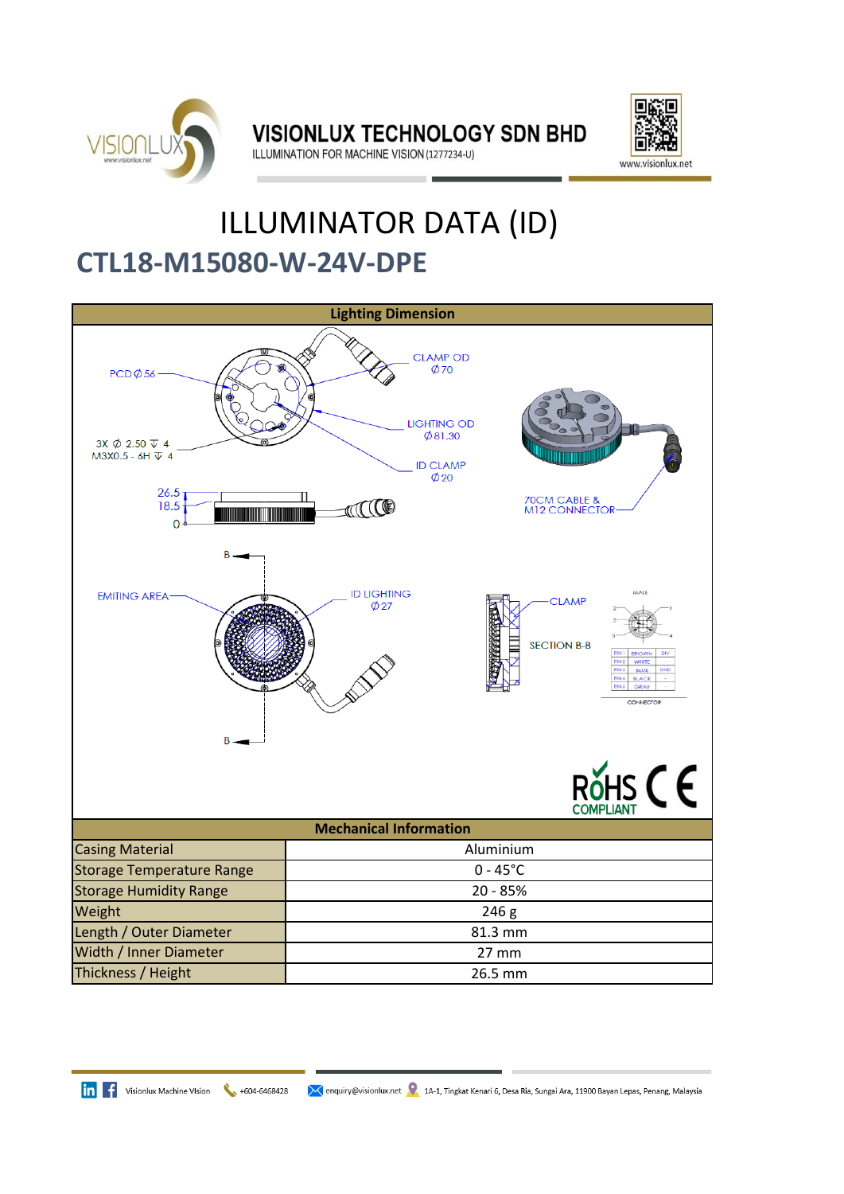VISIONLUX TECHNOLOGY SDN BHD

ILLUMINATION FOR MACHINE VISION (1277234-U)

www.visionlux.net

# ILLUMINATOR DATA (ID)

## CTL18-M15080-W-24V-DPE

**Lighting Dimension**

PCD Ø 56

CLAMP OD Ø 70

LIGHTING OD Ø 81.30

ID CLAMP Ø 20

3X Ø 2.50 ⊽ 4
M3X0.5 - 6H ⊽ 4

26.5
18.5
0

70CM CABLE & M12 CONNECTOR

B

EMITING AREA

ID LIGHTING Ø 27

CLAMP

SECTION B-B

MALE

| PIN 1 | BROWN | 24V |
| --- | --- | --- |
| PIN 2 | WHITE | - |
| PIN 3 | BLUE | GND |
| PIN 4 | BLACK | - |
| PIN 5 | GRAY | |

CONNECTOR

RoHS COMPLIANT CE

**Mechanical Information**

| | |
| --- | --- |
| Casing Material | Aluminium |
| Storage Temperature Range | 0 - 45°C |
| Storage Humidity Range | 20 - 85% |
| Weight | 246 g |
| Length / Outer Diameter | 81.3 mm |
| Width / Inner Diameter | 27 mm |
| Thickness / Height | 26.5 mm |

Visionlux Machine Vision | +604-6468428 | enquiry@visionlux.net | 1A-1, Tingkat Kenari 6, Desa Ria, Sungai Ara, 11900 Bayan Lepas, Penang, Malaysia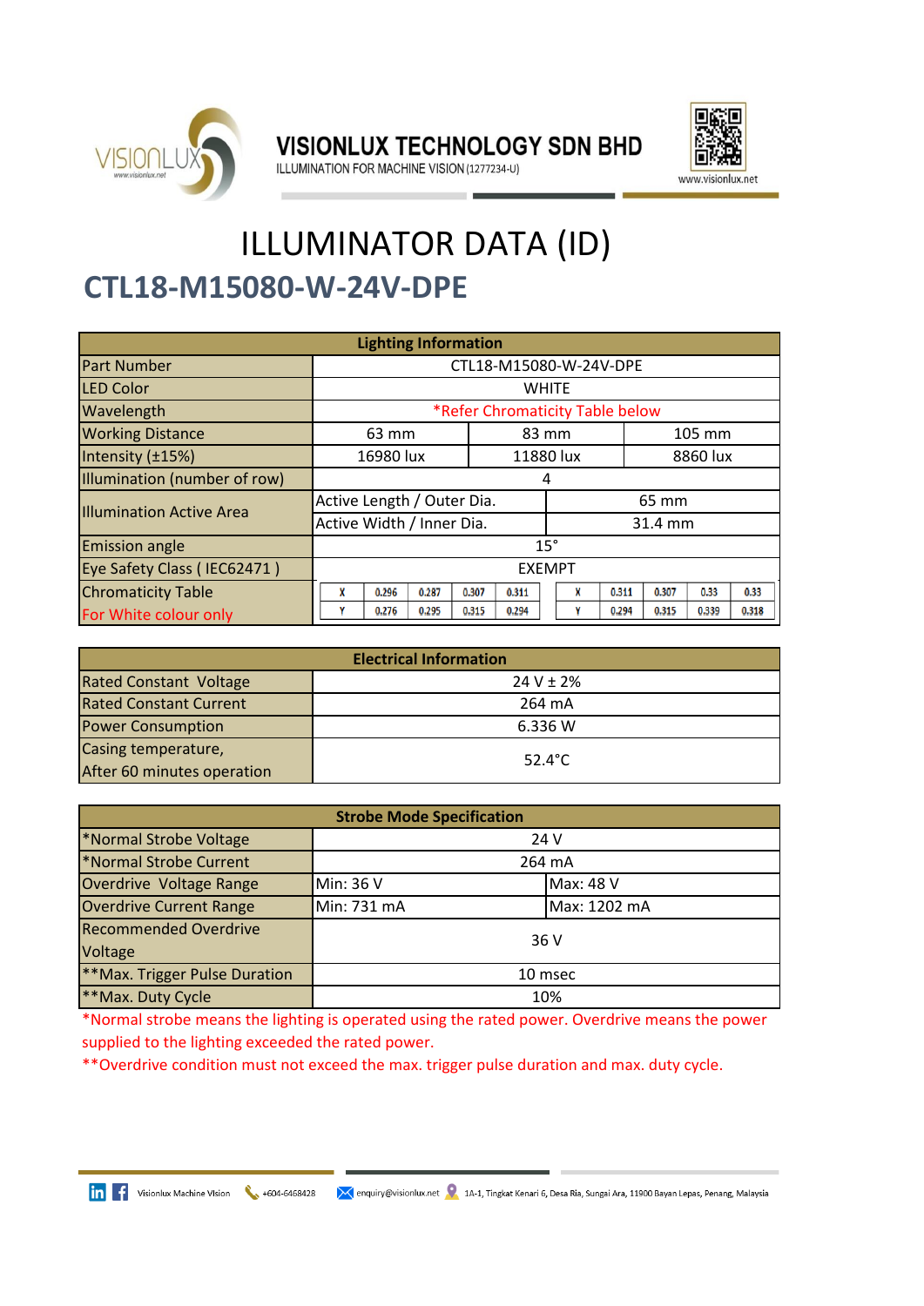**VISIONLUX TECHNOLOGY SDN BHD**
ILLUMINATION FOR MACHINE VISION (1277234-U)

www.visionlux.net

# ILLUMINATOR DATA (ID)

## CTL18-M15080-W-24V-DPE

| Lighting Information | | | | | | | | | | |
|---|---|---|---|---|---|---|---|---|---|---|
| Part Number | CTL18-M15080-W-24V-DPE | | | | | | | | | |
| LED Color | WHITE | | | | | | | | | |
| Wavelength | *Refer Chromaticity Table below | | | | | | | | | |
| Working Distance | 63 mm | | 83 mm | | | 105 mm | | | | |
| Intensity (±15%) | 16980 lux | | 11880 lux | | | 8860 lux | | | | |
| Illumination (number of row) | 4 | | | | | | | | | |
| Illumination Active Area | Active Length / Outer Dia. | | | | | 65 mm | | | | |
| | Active Width / Inner Dia. | | | | | 31.4 mm | | | | |
| Emission angle | 15° | | | | | | | | | |
| Eye Safety Class ( IEC62471 ) | EXEMPT | | | | | | | | | |
| Chromaticity Table | X | 0.296 | 0.287 | 0.307 | 0.311 | X | 0.311 | 0.307 | 0.33 | 0.33 |
| For White colour only | Y | 0.276 | 0.295 | 0.315 | 0.294 | Y | 0.294 | 0.315 | 0.339 | 0.318 |

| Electrical Information | |
|---|---|
| Rated Constant Voltage | 24 V ± 2% |
| Rated Constant Current | 264 mA |
| Power Consumption | 6.336 W |
| Casing temperature, After 60 minutes operation | 52.4°C |

| Strobe Mode Specification | | |
|---|---|---|
| *Normal Strobe Voltage | 24 V | |
| *Normal Strobe Current | 264 mA | |
| Overdrive Voltage Range | Min: 36 V | Max: 48 V |
| Overdrive Current Range | Min: 731 mA | Max: 1202 mA |
| Recommended Overdrive Voltage | 36 V | |
| **Max. Trigger Pulse Duration | 10 msec | |
| **Max. Duty Cycle | 10% | |

*Normal strobe means the lighting is operated using the rated power. Overdrive means the power supplied to the lighting exceeded the rated power.

**Overdrive condition must not exceed the max. trigger pulse duration and max. duty cycle.

Visionlux Machine Vision +604-6468428 enquiry@visionlux.net 1A-1, Tingkat Kenari 6, Desa Ria, Sungai Ara, 11900 Bayan Lepas, Penang, Malaysia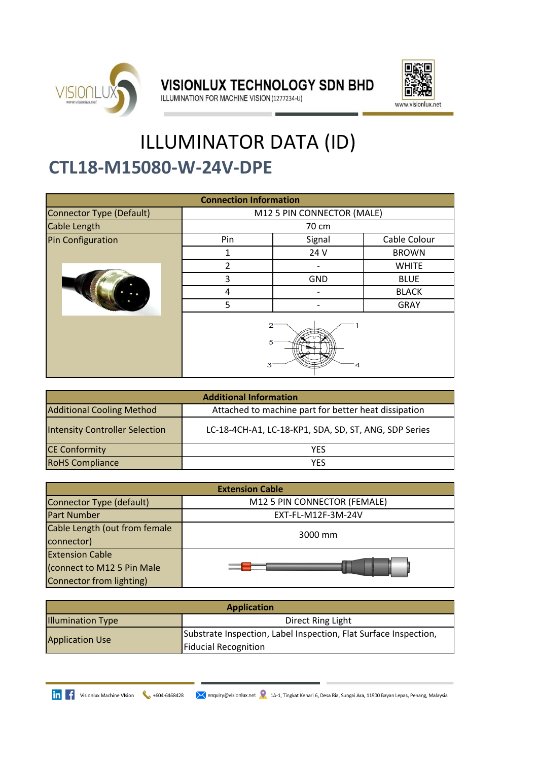# VISIONLUX TECHNOLOGY SDN BHD

ILLUMINATION FOR MACHINE VISION (1277234-U)

www.visionlux.net

# ILLUMINATOR DATA (ID)

## CTL18-M15080-W-24V-DPE

| Connection Information | | | |
|---|---|---|---|
| Connector Type (Default) | M12 5 PIN CONNECTOR (MALE) | | |
| Cable Length | 70 cm | | |
| Pin Configuration | Pin | Signal | Cable Colour |
| | 1 | 24 V | BROWN |
| | 2 | - | WHITE |
| | 3 | GND | BLUE |
| | 4 | - | BLACK |
| | 5 | - | GRAY |

| Additional Information | |
|---|---|
| Additional Cooling Method | Attached to machine part for better heat dissipation |
| Intensity Controller Selection | LC-18-4CH-A1, LC-18-KP1, SDA, SD, ST, ANG, SDP Series |
| CE Conformity | YES |
| RoHS Compliance | YES |

| Extension Cable | |
|---|---|
| Connector Type (default) | M12 5 PIN CONNECTOR (FEMALE) |
| Part Number | EXT-FL-M12F-3M-24V |
| Cable Length (out from female connector) | 3000 mm |
| Extension Cable (connect to M12 5 Pin Male Connector from lighting) | |

| Application | |
|---|---|
| Illumination Type | Direct Ring Light |
| Application Use | Substrate Inspection, Label Inspection, Flat Surface Inspection, Fiducial Recognition |

Visionlux Machine Vision +604-6468428 enquiry@visionlux.net 1A-1, Tingkat Kenari 6, Desa Ria, Sungai Ara, 11900 Bayan Lepas, Penang, Malaysia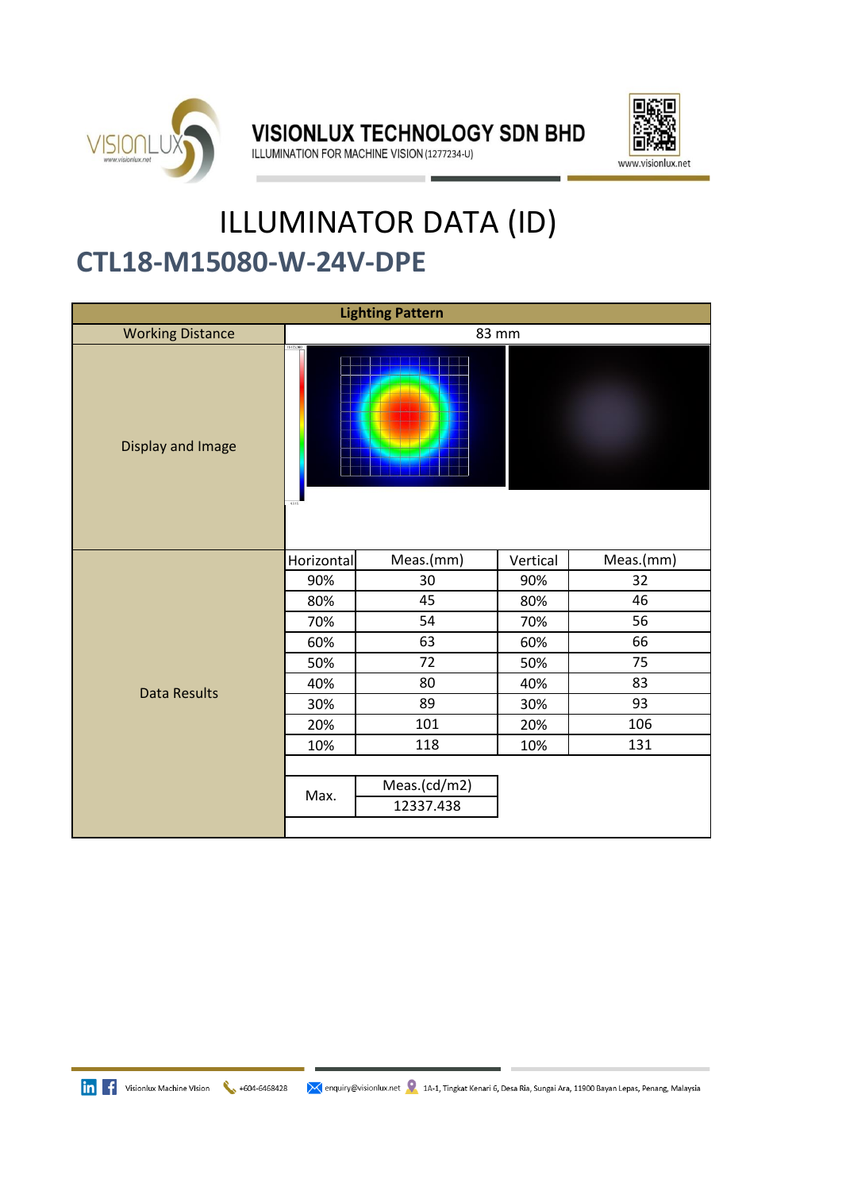# ILLUMINATOR DATA (ID)

## CTL18-M15080-W-24V-DPE

| Lighting Pattern | | | | |
|---|---|---|---|---|
| Working Distance | 83 mm | | | |
| Display and Image | | | | |
| Data Results | Horizontal | Meas.(mm) | Vertical | Meas.(mm) |
| | 90% | 30 | 90% | 32 |
| | 80% | 45 | 80% | 46 |
| | 70% | 54 | 70% | 56 |
| | 60% | 63 | 60% | 66 |
| | 50% | 72 | 50% | 75 |
| | 40% | 80 | 40% | 83 |
| | 30% | 89 | 30% | 93 |
| | 20% | 101 | 20% | 106 |
| | 10% | 118 | 10% | 131 |
| | Max. | Meas.(cd/m2) | | |
| | | 12337.438 | | |